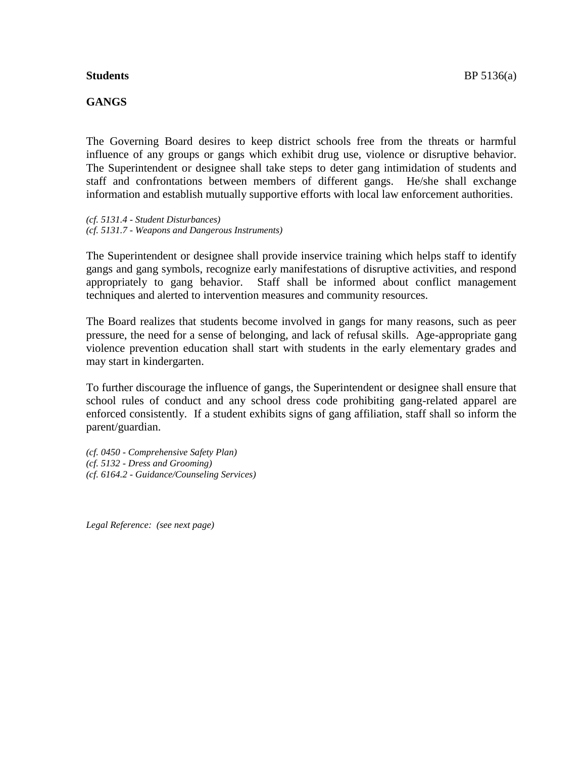**Students** BP 5136(a)

**GANGS**

The Governing Board desires to keep district schools free from the threats or harmful influence of any groups or gangs which exhibit drug use, violence or disruptive behavior. The Superintendent or designee shall take steps to deter gang intimidation of students and staff and confrontations between members of different gangs. He/she shall exchange information and establish mutually supportive efforts with local law enforcement authorities.

*(cf. 5131.4 - Student Disturbances)*
*(cf. 5131.7 - Weapons and Dangerous Instruments)*

The Superintendent or designee shall provide inservice training which helps staff to identify gangs and gang symbols, recognize early manifestations of disruptive activities, and respond appropriately to gang behavior. Staff shall be informed about conflict management techniques and alerted to intervention measures and community resources.

The Board realizes that students become involved in gangs for many reasons, such as peer pressure, the need for a sense of belonging, and lack of refusal skills. Age-appropriate gang violence prevention education shall start with students in the early elementary grades and may start in kindergarten.

To further discourage the influence of gangs, the Superintendent or designee shall ensure that school rules of conduct and any school dress code prohibiting gang-related apparel are enforced consistently. If a student exhibits signs of gang affiliation, staff shall so inform the parent/guardian.

*(cf. 0450 - Comprehensive Safety Plan)*
*(cf. 5132 - Dress and Grooming)*
*(cf. 6164.2 - Guidance/Counseling Services)*

*Legal Reference: (see next page)*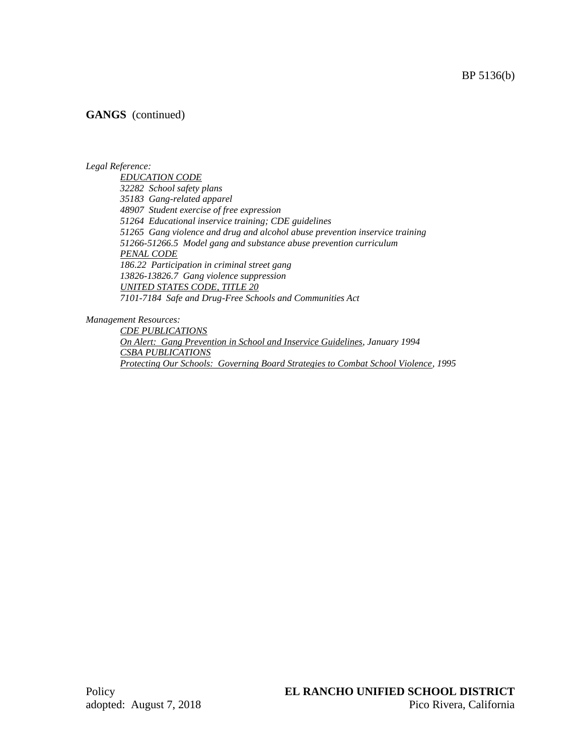**GANGS** (continued)

*Legal Reference:*

*EDUCATION CODE*
*32282 School safety plans*
*35183 Gang-related apparel*
*48907 Student exercise of free expression*
*51264 Educational inservice training; CDE guidelines*
*51265 Gang violence and drug and alcohol abuse prevention inservice training*
*51266-51266.5 Model gang and substance abuse prevention curriculum*
*PENAL CODE*
*186.22 Participation in criminal street gang*
*13826-13826.7 Gang violence suppression*
*UNITED STATES CODE, TITLE 20*
*7101-7184 Safe and Drug-Free Schools and Communities Act*

*Management Resources:*

*CDE PUBLICATIONS*
*On Alert: Gang Prevention in School and Inservice Guidelines, January 1994*
*CSBA PUBLICATIONS*
*Protecting Our Schools: Governing Board Strategies to Combat School Violence, 1995*

Policy
adopted: August 7, 2018

**EL RANCHO UNIFIED SCHOOL DISTRICT**
Pico Rivera, California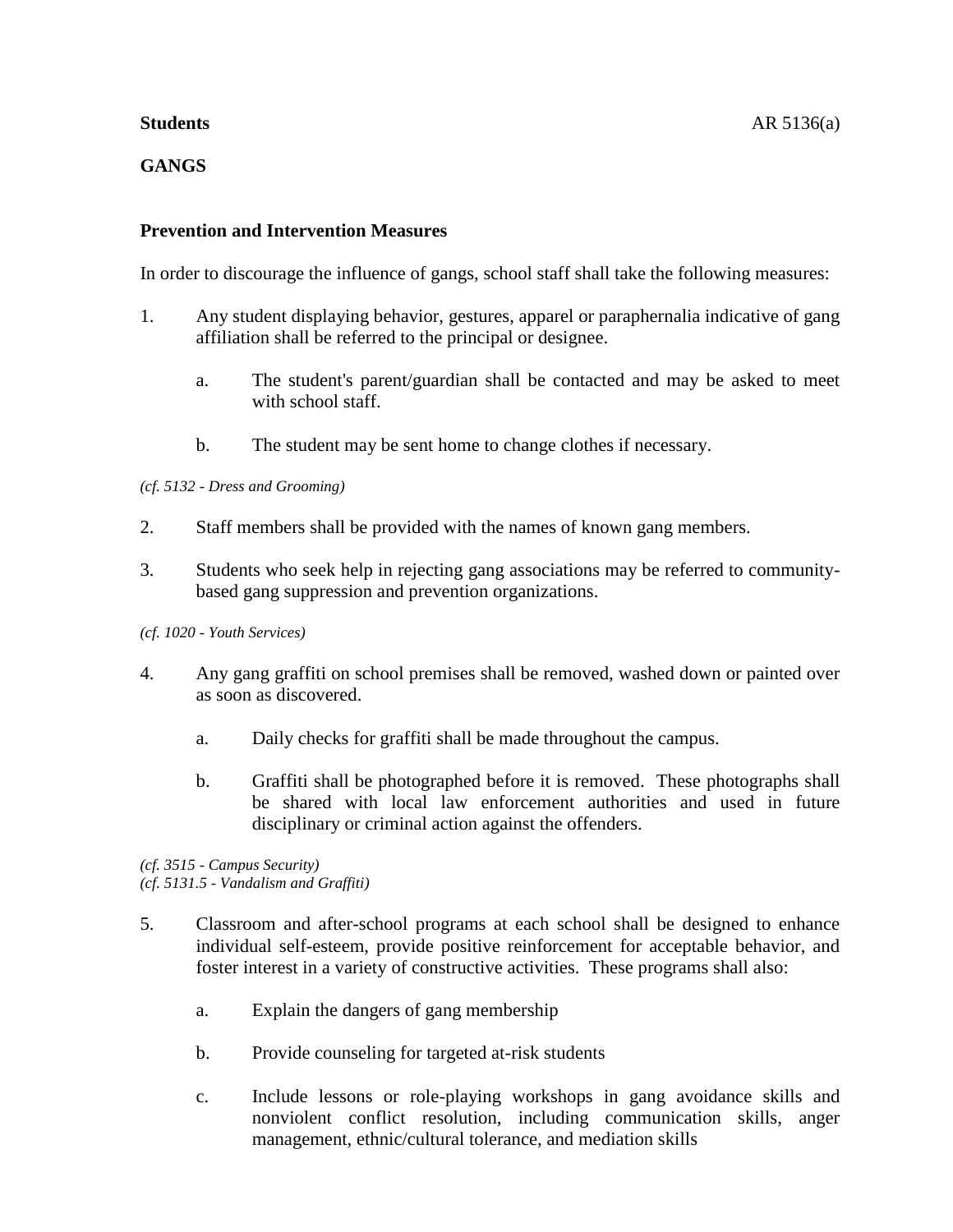**Students** AR 5136(a)

**GANGS**

**Prevention and Intervention Measures**

In order to discourage the influence of gangs, school staff shall take the following measures:

1. Any student displaying behavior, gestures, apparel or paraphernalia indicative of gang affiliation shall be referred to the principal or designee.

   a. The student's parent/guardian shall be contacted and may be asked to meet with school staff.

   b. The student may be sent home to change clothes if necessary.

*(cf. 5132 - Dress and Grooming)*

2. Staff members shall be provided with the names of known gang members.

3. Students who seek help in rejecting gang associations may be referred to community-based gang suppression and prevention organizations.

*(cf. 1020 - Youth Services)*

4. Any gang graffiti on school premises shall be removed, washed down or painted over as soon as discovered.

   a. Daily checks for graffiti shall be made throughout the campus.

   b. Graffiti shall be photographed before it is removed. These photographs shall be shared with local law enforcement authorities and used in future disciplinary or criminal action against the offenders.

*(cf. 3515 - Campus Security)*
*(cf. 5131.5 - Vandalism and Graffiti)*

5. Classroom and after-school programs at each school shall be designed to enhance individual self-esteem, provide positive reinforcement for acceptable behavior, and foster interest in a variety of constructive activities. These programs shall also:

   a. Explain the dangers of gang membership

   b. Provide counseling for targeted at-risk students

   c. Include lessons or role-playing workshops in gang avoidance skills and nonviolent conflict resolution, including communication skills, anger management, ethnic/cultural tolerance, and mediation skills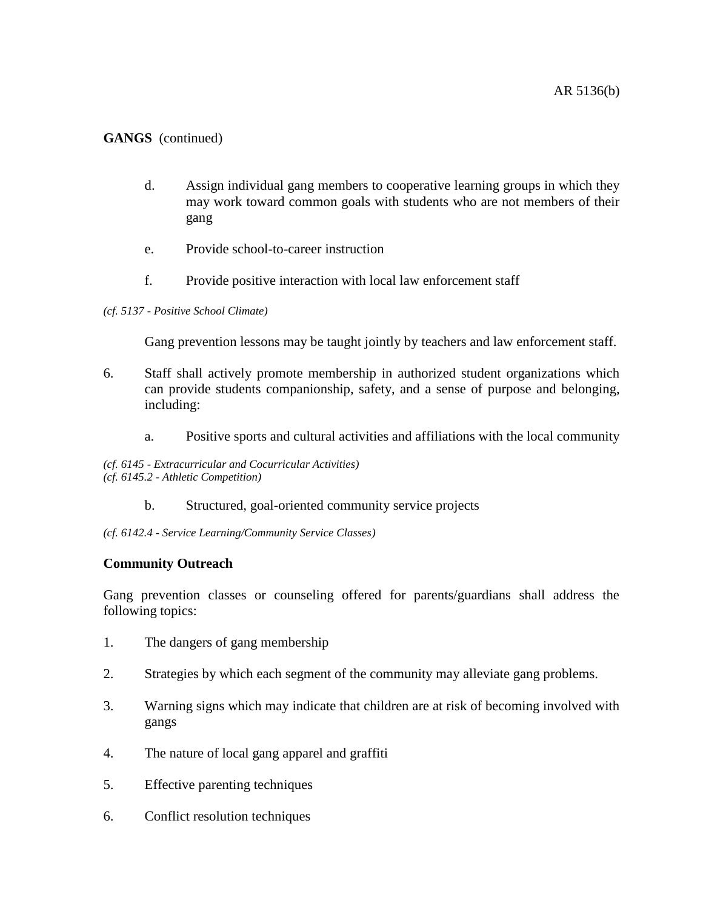**GANGS** (continued)

d. Assign individual gang members to cooperative learning groups in which they may work toward common goals with students who are not members of their gang

e. Provide school-to-career instruction

f. Provide positive interaction with local law enforcement staff

*(cf. 5137 - Positive School Climate)*

Gang prevention lessons may be taught jointly by teachers and law enforcement staff.

6. Staff shall actively promote membership in authorized student organizations which can provide students companionship, safety, and a sense of purpose and belonging, including:

   a. Positive sports and cultural activities and affiliations with the local community

*(cf. 6145 - Extracurricular and Cocurricular Activities)*
*(cf. 6145.2 - Athletic Competition)*

   b. Structured, goal-oriented community service projects

*(cf. 6142.4 - Service Learning/Community Service Classes)*

**Community Outreach**

Gang prevention classes or counseling offered for parents/guardians shall address the following topics:

1. The dangers of gang membership
2. Strategies by which each segment of the community may alleviate gang problems.
3. Warning signs which may indicate that children are at risk of becoming involved with gangs
4. The nature of local gang apparel and graffiti
5. Effective parenting techniques
6. Conflict resolution techniques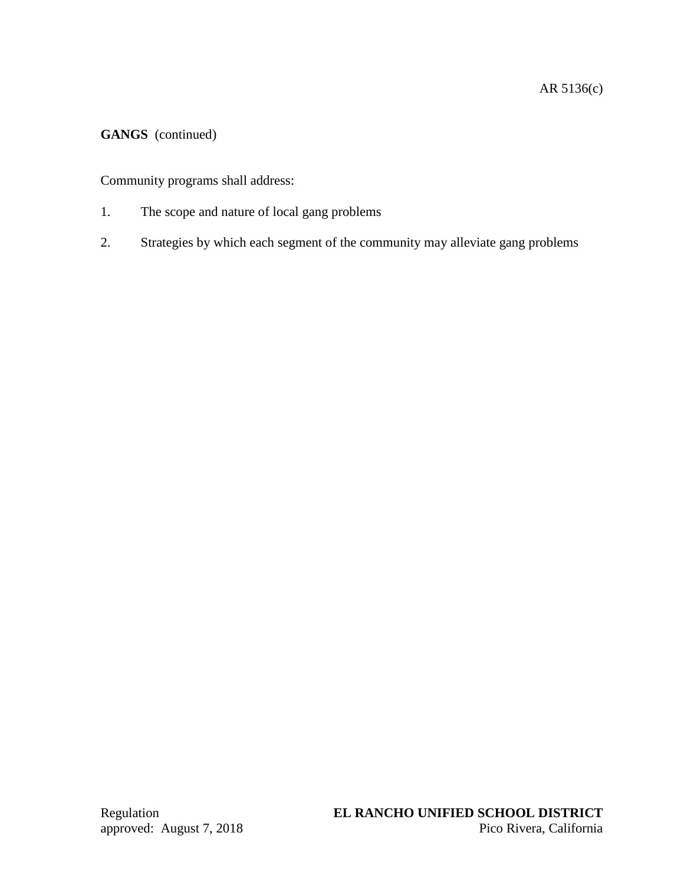Community programs shall address:

1. The scope and nature of local gang problems
2. Strategies by which each segment of the community may alleviate gang problems

Regulation approved: August 7, 2018

**EL RANCHO UNIFIED SCHOOL DISTRICT**
Pico Rivera, California